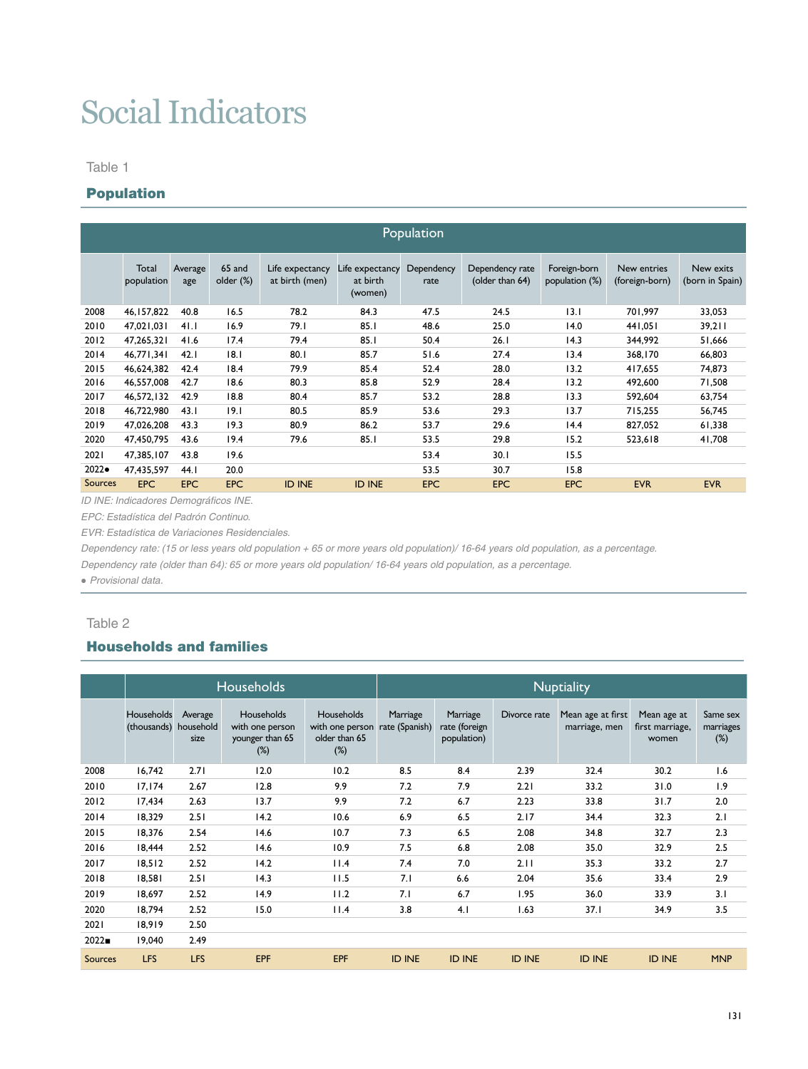# Social Indicators

Table 1

## Population

| | Population | | | | | | | | | |
|---|---|---|---|---|---|---|---|---|---|---|
| | Total population | Average age | 65 and older (%) | Life expectancy at birth (men) | Life expectancy at birth (women) | Dependency rate | Dependency rate (older than 64) | Foreign-born population (%) | New entries (foreign-born) | New exits (born in Spain) |
| 2008 | 46,157,822 | 40.8 | 16.5 | 78.2 | 84.3 | 47.5 | 24.5 | 13.1 | 701,997 | 33,053 |
| 2010 | 47,021,031 | 41.1 | 16.9 | 79.1 | 85.1 | 48.6 | 25.0 | 14.0 | 441,051 | 39,211 |
| 2012 | 47,265,321 | 41.6 | 17.4 | 79.4 | 85.1 | 50.4 | 26.1 | 14.3 | 344,992 | 51,666 |
| 2014 | 46,771,341 | 42.1 | 18.1 | 80.1 | 85.7 | 51.6 | 27.4 | 13.4 | 368,170 | 66,803 |
| 2015 | 46,624,382 | 42.4 | 18.4 | 79.9 | 85.4 | 52.4 | 28.0 | 13.2 | 417,655 | 74,873 |
| 2016 | 46,557,008 | 42.7 | 18.6 | 80.3 | 85.8 | 52.9 | 28.4 | 13.2 | 492,600 | 71,508 |
| 2017 | 46,572,132 | 42.9 | 18.8 | 80.4 | 85.7 | 53.2 | 28.8 | 13.3 | 592,604 | 63,754 |
| 2018 | 46,722,980 | 43.1 | 19.1 | 80.5 | 85.9 | 53.6 | 29.3 | 13.7 | 715,255 | 56,745 |
| 2019 | 47,026,208 | 43.3 | 19.3 | 80.9 | 86.2 | 53.7 | 29.6 | 14.4 | 827,052 | 61,338 |
| 2020 | 47,450,795 | 43.6 | 19.4 | 79.6 | 85.1 | 53.5 | 29.8 | 15.2 | 523,618 | 41,708 |
| 2021 | 47,385,107 | 43.8 | 19.6 | | | 53.4 | 30.1 | 15.5 | | |
| 2022● | 47,435,597 | 44.1 | 20.0 | | | 53.5 | 30.7 | 15.8 | | |
| Sources | EPC | EPC | EPC | ID INE | ID INE | EPC | EPC | EPC | EVR | EVR |

*ID INE: Indicadores Demográficos INE.*

*EPC: Estadística del Padrón Continuo.*

*EVR: Estadística de Variaciones Residenciales.*

*Dependency rate: (15 or less years old population + 65 or more years old population)/ 16-64 years old population, as a percentage.*

*Dependency rate (older than 64): 65 or more years old population/ 16-64 years old population, as a percentage.*

*● Provisional data.*

Table 2

## Households and families

| | Households | | | | Nuptiality | | | | | |
|---|---|---|---|---|---|---|---|---|---|---|
| | Households (thousands) | Average household size | Households with one person younger than 65 (%) | Households with one person older than 65 (%) | Marriage rate (Spanish) | Marriage rate (foreign population) | Divorce rate | Mean age at first marriage, men | Mean age at first marriage, women | Same sex marriages (%) |
| 2008 | 16,742 | 2.71 | 12.0 | 10.2 | 8.5 | 8.4 | 2.39 | 32.4 | 30.2 | 1.6 |
| 2010 | 17,174 | 2.67 | 12.8 | 9.9 | 7.2 | 7.9 | 2.21 | 33.2 | 31.0 | 1.9 |
| 2012 | 17,434 | 2.63 | 13.7 | 9.9 | 7.2 | 6.7 | 2.23 | 33.8 | 31.7 | 2.0 |
| 2014 | 18,329 | 2.51 | 14.2 | 10.6 | 6.9 | 6.5 | 2.17 | 34.4 | 32.3 | 2.1 |
| 2015 | 18,376 | 2.54 | 14.6 | 10.7 | 7.3 | 6.5 | 2.08 | 34.8 | 32.7 | 2.3 |
| 2016 | 18,444 | 2.52 | 14.6 | 10.9 | 7.5 | 6.8 | 2.08 | 35.0 | 32.9 | 2.5 |
| 2017 | 18,512 | 2.52 | 14.2 | 11.4 | 7.4 | 7.0 | 2.11 | 35.3 | 33.2 | 2.7 |
| 2018 | 18,581 | 2.51 | 14.3 | 11.5 | 7.1 | 6.6 | 2.04 | 35.6 | 33.4 | 2.9 |
| 2019 | 18,697 | 2.52 | 14.9 | 11.2 | 7.1 | 6.7 | 1.95 | 36.0 | 33.9 | 3.1 |
| 2020 | 18,794 | 2.52 | 15.0 | 11.4 | 3.8 | 4.1 | 1.63 | 37.1 | 34.9 | 3.5 |
| 2021 | 18,919 | 2.50 | | | | | | | | |
| 2022■ | 19,040 | 2.49 | | | | | | | | |
| Sources | LFS | LFS | EPF | EPF | ID INE | ID INE | ID INE | ID INE | ID INE | MNP |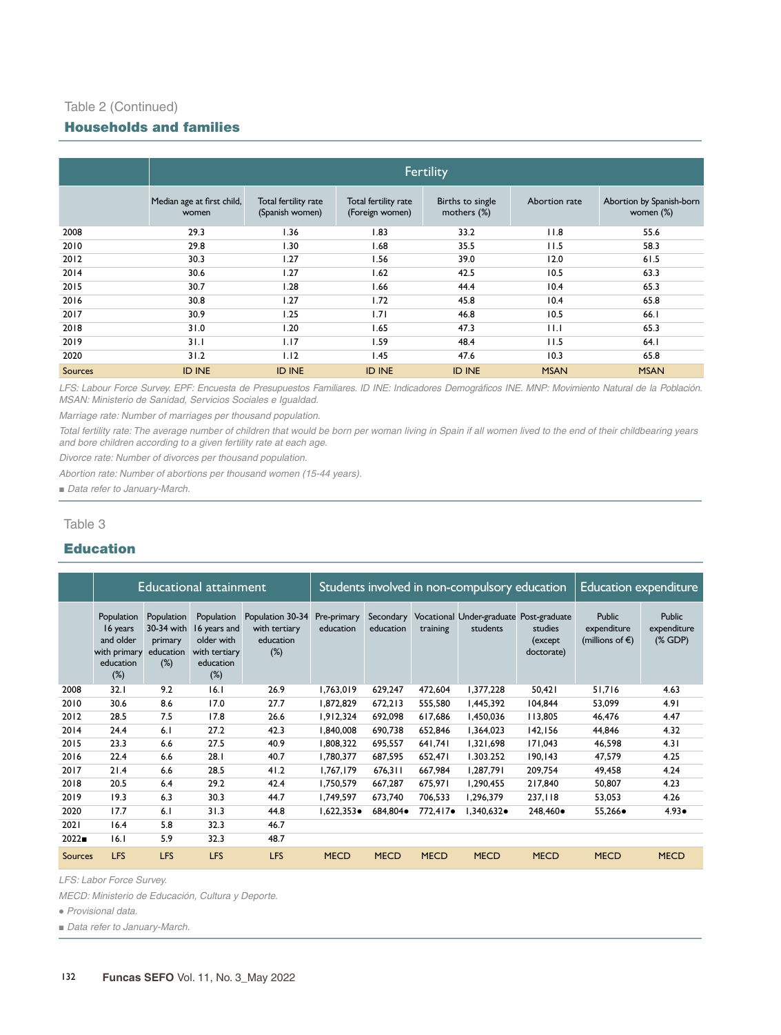Table 2 (Continued)

## Households and families

| | Fertility | | | | | |
|---|---|---|---|---|---|---|
| | Median age at first child, women | Total fertility rate (Spanish women) | Total fertility rate (Foreign women) | Births to single mothers (%) | Abortion rate | Abortion by Spanish-born women (%) |
| 2008 | 29.3 | 1.36 | 1.83 | 33.2 | 11.8 | 55.6 |
| 2010 | 29.8 | 1.30 | 1.68 | 35.5 | 11.5 | 58.3 |
| 2012 | 30.3 | 1.27 | 1.56 | 39.0 | 12.0 | 61.5 |
| 2014 | 30.6 | 1.27 | 1.62 | 42.5 | 10.5 | 63.3 |
| 2015 | 30.7 | 1.28 | 1.66 | 44.4 | 10.4 | 65.3 |
| 2016 | 30.8 | 1.27 | 1.72 | 45.8 | 10.4 | 65.8 |
| 2017 | 30.9 | 1.25 | 1.71 | 46.8 | 10.5 | 66.1 |
| 2018 | 31.0 | 1.20 | 1.65 | 47.3 | 11.1 | 65.3 |
| 2019 | 31.1 | 1.17 | 1.59 | 48.4 | 11.5 | 64.1 |
| 2020 | 31.2 | 1.12 | 1.45 | 47.6 | 10.3 | 65.8 |
| Sources | ID INE | ID INE | ID INE | ID INE | MSAN | MSAN |

*LFS: Labour Force Survey. EPF: Encuesta de Presupuestos Familiares. ID INE: Indicadores Demográficos INE. MNP: Movimiento Natural de la Población. MSAN: Ministerio de Sanidad, Servicios Sociales e Igualdad.*

*Marriage rate: Number of marriages per thousand population.*

*Total fertility rate: The average number of children that would be born per woman living in Spain if all women lived to the end of their childbearing years and bore children according to a given fertility rate at each age.*

*Divorce rate: Number of divorces per thousand population.*

*Abortion rate: Number of abortions per thousand women (15-44 years).*

■ *Data refer to January-March.*

Table 3

## Education

| | Educational attainment | | | | Students involved in non-compulsory education | | | | | Education expenditure | |
|---|---|---|---|---|---|---|---|---|---|---|---|
| | Population 16 years and older with primary education (%) | Population 30-34 with primary education (%) | Population 16 years and older with tertiary education (%) | Population 30-34 with tertiary education (%) | Pre-primary education | Secondary education | Vocational training | Under-graduate students | Post-graduate studies (except doctorate) | Public expenditure (millions of €) | Public expenditure (% GDP) |
| 2008 | 32.1 | 9.2 | 16.1 | 26.9 | 1,763,019 | 629,247 | 472,604 | 1,377,228 | 50,421 | 51,716 | 4.63 |
| 2010 | 30.6 | 8.6 | 17.0 | 27.7 | 1,872,829 | 672,213 | 555,580 | 1,445,392 | 104,844 | 53,099 | 4.91 |
| 2012 | 28.5 | 7.5 | 17.8 | 26.6 | 1,912,324 | 692,098 | 617,686 | 1,450,036 | 113,805 | 46,476 | 4.47 |
| 2014 | 24.4 | 6.1 | 27.2 | 42.3 | 1,840,008 | 690,738 | 652,846 | 1,364,023 | 142,156 | 44,846 | 4.32 |
| 2015 | 23.3 | 6.6 | 27.5 | 40.9 | 1,808,322 | 695,557 | 641,741 | 1,321,698 | 171,043 | 46,598 | 4.31 |
| 2016 | 22.4 | 6.6 | 28.1 | 40.7 | 1,780,377 | 687,595 | 652,471 | 1.303.252 | 190,143 | 47,579 | 4.25 |
| 2017 | 21.4 | 6.6 | 28.5 | 41.2 | 1,767,179 | 676,311 | 667,984 | 1,287,791 | 209,754 | 49,458 | 4.24 |
| 2018 | 20.5 | 6.4 | 29.2 | 42.4 | 1,750,579 | 667,287 | 675,971 | 1,290,455 | 217,840 | 50,807 | 4.23 |
| 2019 | 19.3 | 6.3 | 30.3 | 44.7 | 1,749,597 | 673,740 | 706,533 | 1,296,379 | 237,118 | 53,053 | 4.26 |
| 2020 | 17.7 | 6.1 | 31.3 | 44.8 | 1,622,353● | 684,804● | 772,417● | 1,340,632● | 248,460● | 55,266● | 4.93● |
| 2021 | 16.4 | 5.8 | 32.3 | 46.7 | | | | | | | |
| 2022■ | 16.1 | 5.9 | 32.3 | 48.7 | | | | | | | |
| Sources | LFS | LFS | LFS | LFS | MECD | MECD | MECD | MECD | MECD | MECD | MECD |

*LFS: Labor Force Survey.*

*MECD: Ministerio de Educación, Cultura y Deporte.*

● *Provisional data.*

■ *Data refer to January-March.*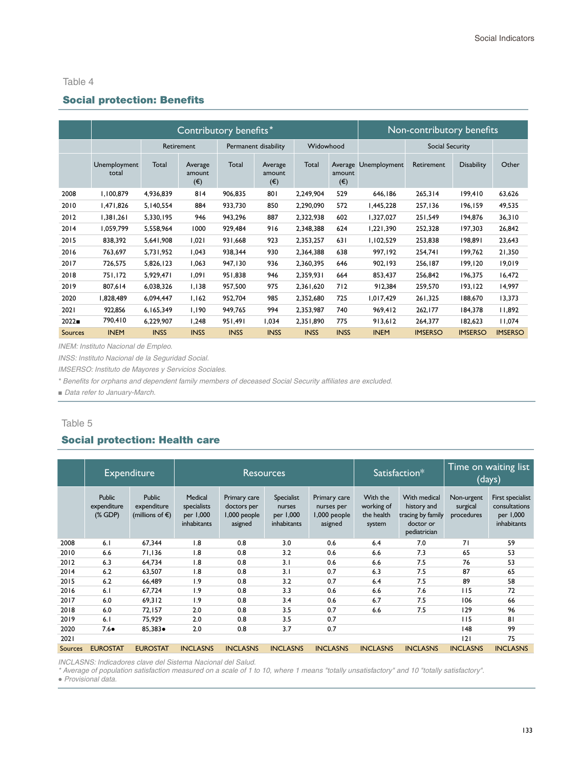Table 4

## Social protection: Benefits

| | Contributory benefits* | | | | | | | Non-contributory benefits | | | |
|---|---|---|---|---|---|---|---|---|---|---|---|
| | | Retirement | | Permanent disability | | Widowhood | | | Social Security | | |
| | Unemployment total | Total | Average amount (€) | Total | Average amount (€) | Total | Average amount (€) | Unemployment | Retirement | Disability | Other |
| 2008 | 1,100,879 | 4,936,839 | 814 | 906,835 | 801 | 2,249,904 | 529 | 646,186 | 265,314 | 199,410 | 63,626 |
| 2010 | 1,471,826 | 5,140,554 | 884 | 933,730 | 850 | 2,290,090 | 572 | 1,445,228 | 257,136 | 196,159 | 49,535 |
| 2012 | 1,381,261 | 5,330,195 | 946 | 943,296 | 887 | 2,322,938 | 602 | 1,327,027 | 251,549 | 194,876 | 36,310 |
| 2014 | 1,059,799 | 5,558,964 | 1000 | 929,484 | 916 | 2,348,388 | 624 | 1,221,390 | 252,328 | 197,303 | 26,842 |
| 2015 | 838,392 | 5,641,908 | 1,021 | 931,668 | 923 | 2,353,257 | 631 | 1,102,529 | 253,838 | 198,891 | 23,643 |
| 2016 | 763,697 | 5,731,952 | 1,043 | 938,344 | 930 | 2,364,388 | 638 | 997,192 | 254,741 | 199,762 | 21,350 |
| 2017 | 726,575 | 5,826,123 | 1,063 | 947,130 | 936 | 2,360,395 | 646 | 902,193 | 256,187 | 199,120 | 19,019 |
| 2018 | 751,172 | 5,929,471 | 1,091 | 951,838 | 946 | 2,359,931 | 664 | 853,437 | 256,842 | 196,375 | 16,472 |
| 2019 | 807,614 | 6,038,326 | 1,138 | 957,500 | 975 | 2,361,620 | 712 | 912,384 | 259,570 | 193,122 | 14,997 |
| 2020 | 1,828,489 | 6,094,447 | 1,162 | 952,704 | 985 | 2,352,680 | 725 | 1,017,429 | 261,325 | 188,670 | 13,373 |
| 2021 | 922,856 | 6,165,349 | 1,190 | 949,765 | 994 | 2,353,987 | 740 | 969,412 | 262,177 | 184,378 | 11,892 |
| 2022■ | 790,410 | 6,229,907 | 1,248 | 951,491 | 1,034 | 2,351,890 | 775 | 913,612 | 264,377 | 182,623 | 11,074 |
| Sources | INEM | INSS | INSS | INSS | INSS | INSS | INSS | INEM | IMSERSO | IMSERSO | IMSERSO |

*INEM: Instituto Nacional de Empleo.*

*INSS: Instituto Nacional de la Seguridad Social.*

*IMSERSO: Instituto de Mayores y Servicios Sociales.*

*\* Benefits for orphans and dependent family members of deceased Social Security affiliates are excluded.*

*■ Data refer to January-March.*

Table 5

## Social protection: Health care

| | Expenditure | | Resources | | | | Satisfaction* | | Time on waiting list (days) | |
|---|---|---|---|---|---|---|---|---|---|---|
| | Public expenditure (% GDP) | Public expenditure (millions of €) | Medical specialists per 1,000 inhabitants | Primary care doctors per 1,000 people asigned | Specialist nurses per 1,000 inhabitants | Primary care nurses per 1,000 people asigned | With the working of the health system | With medical history and tracing by family doctor or pediatrician | Non-urgent surgical procedures | First specialist consultations per 1,000 inhabitants |
| 2008 | 6.1 | 67,344 | 1.8 | 0.8 | 3.0 | 0.6 | 6.4 | 7.0 | 71 | 59 |
| 2010 | 6.6 | 71,136 | 1.8 | 0.8 | 3.2 | 0.6 | 6.6 | 7.3 | 65 | 53 |
| 2012 | 6.3 | 64,734 | 1.8 | 0.8 | 3.1 | 0.6 | 6.6 | 7.5 | 76 | 53 |
| 2014 | 6.2 | 63,507 | 1.8 | 0.8 | 3.1 | 0.7 | 6.3 | 7.5 | 87 | 65 |
| 2015 | 6.2 | 66,489 | 1.9 | 0.8 | 3.2 | 0.7 | 6.4 | 7.5 | 89 | 58 |
| 2016 | 6.1 | 67,724 | 1.9 | 0.8 | 3.3 | 0.6 | 6.6 | 7.6 | 115 | 72 |
| 2017 | 6.0 | 69,312 | 1.9 | 0.8 | 3.4 | 0.6 | 6.7 | 7.5 | 106 | 66 |
| 2018 | 6.0 | 72,157 | 2.0 | 0.8 | 3.5 | 0.7 | 6.6 | 7.5 | 129 | 96 |
| 2019 | 6.1 | 75,929 | 2.0 | 0.8 | 3.5 | 0.7 | | | 115 | 81 |
| 2020 | 7.6● | 85,383● | 2.0 | 0.8 | 3.7 | 0.7 | | | 148 | 99 |
| 2021 | | | | | | | | | 121 | 75 |
| Sources | EUROSTAT | EUROSTAT | INCLASNS | INCLASNS | INCLASNS | INCLASNS | INCLASNS | INCLASNS | INCLASNS | INCLASNS |

*INCLASNS: Indicadores clave del Sistema Nacional del Salud.*

*\* Average of population satisfaction measured on a scale of 1 to 10, where 1 means "totally unsatisfactory" and 10 "totally satisfactory".*

*● Provisional data.*